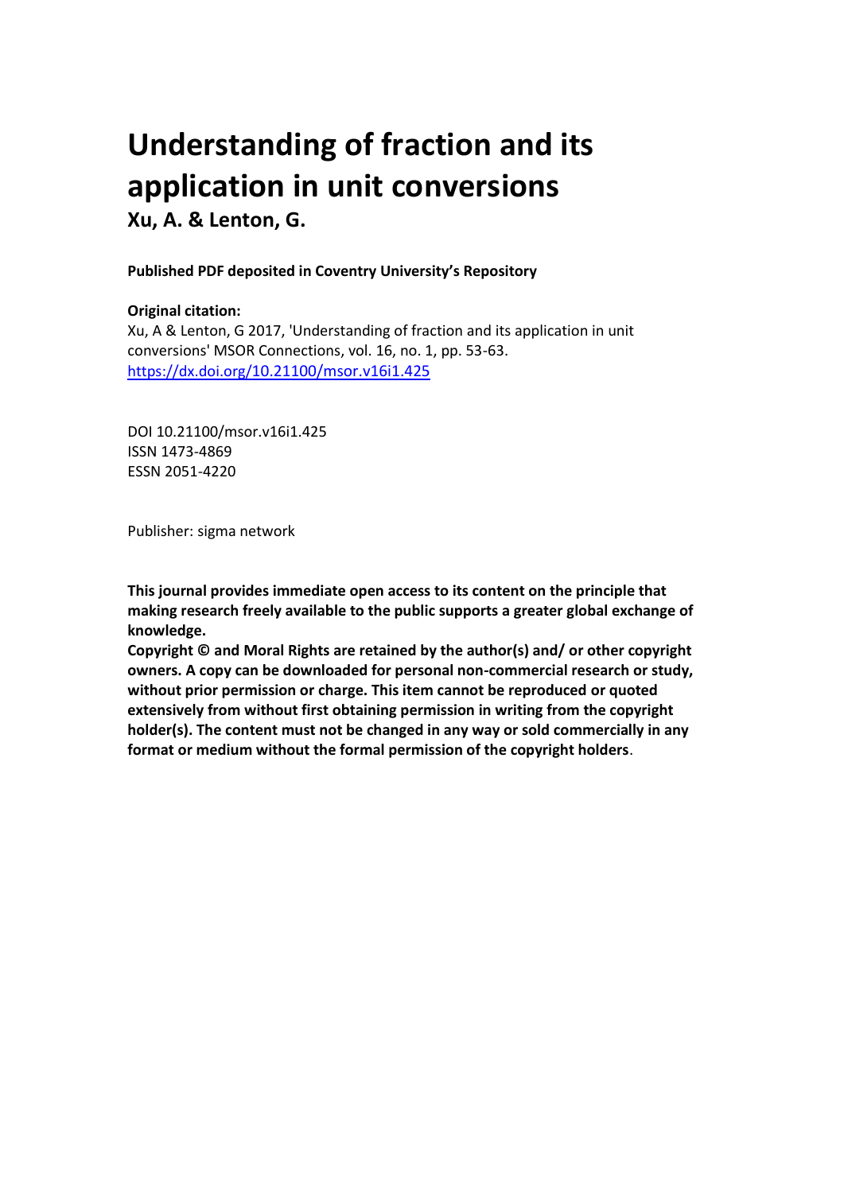# Understanding of fraction and its application in unit conversions

**Xu, A. & Lenton, G.**

**Published PDF deposited in Coventry University's Repository**

**Original citation:**

Xu, A & Lenton, G 2017, 'Understanding of fraction and its application in unit conversions' MSOR Connections, vol. 16, no. 1, pp. 53-63.
[https://dx.doi.org/10.21100/msor.v16i1.425](https://dx.doi.org/10.21100/msor.v16i1.425)

DOI 10.21100/msor.v16i1.425
ISSN 1473-4869
ESSN 2051-4220

Publisher: sigma network

**This journal provides immediate open access to its content on the principle that making research freely available to the public supports a greater global exchange of knowledge.**

**Copyright © and Moral Rights are retained by the author(s) and/ or other copyright owners. A copy can be downloaded for personal non-commercial research or study, without prior permission or charge. This item cannot be reproduced or quoted extensively from without first obtaining permission in writing from the copyright holder(s). The content must not be changed in any way or sold commercially in any format or medium without the formal permission of the copyright holders**.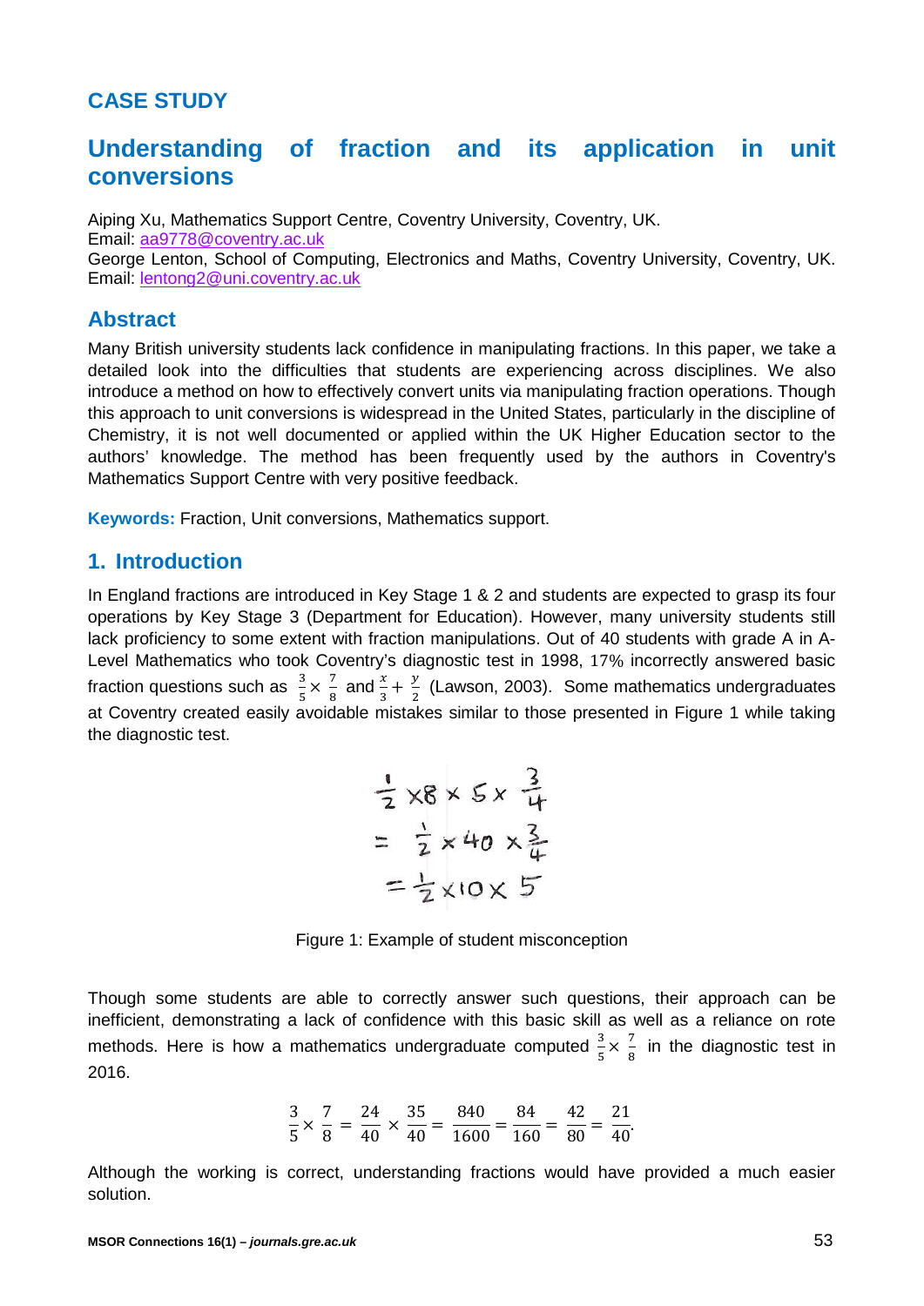## CASE STUDY

# Understanding of fraction and its application in unit conversions

Aiping Xu, Mathematics Support Centre, Coventry University, Coventry, UK.
Email: aa9778@coventry.ac.uk
George Lenton, School of Computing, Electronics and Maths, Coventry University, Coventry, UK.
Email: lentong2@uni.coventry.ac.uk

## Abstract

Many British university students lack confidence in manipulating fractions. In this paper, we take a detailed look into the difficulties that students are experiencing across disciplines. We also introduce a method on how to effectively convert units via manipulating fraction operations. Though this approach to unit conversions is widespread in the United States, particularly in the discipline of Chemistry, it is not well documented or applied within the UK Higher Education sector to the authors' knowledge. The method has been frequently used by the authors in Coventry's Mathematics Support Centre with very positive feedback.

**Keywords:** Fraction, Unit conversions, Mathematics support.

## 1. Introduction

In England fractions are introduced in Key Stage 1 & 2 and students are expected to grasp its four operations by Key Stage 3 (Department for Education). However, many university students still lack proficiency to some extent with fraction manipulations. Out of 40 students with grade A in A-Level Mathematics who took Coventry's diagnostic test in 1998, 17% incorrectly answered basic fraction questions such as $\frac{3}{5} \times \frac{7}{8}$ and $\frac{x}{3} + \frac{y}{2}$ (Lawson, 2003). Some mathematics undergraduates at Coventry created easily avoidable mistakes similar to those presented in Figure 1 while taking the diagnostic test.

$$\frac{1}{2} \times 8 \times 5 \times \frac{3}{4}$$
$$= \frac{1}{2} \times 40 \times \frac{3}{4}$$
$$= \frac{1}{2} \times 10 \times 5$$

Figure 1: Example of student misconception

Though some students are able to correctly answer such questions, their approach can be inefficient, demonstrating a lack of confidence with this basic skill as well as a reliance on rote methods. Here is how a mathematics undergraduate computed $\frac{3}{5} \times \frac{7}{8}$ in the diagnostic test in 2016.

$$\frac{3}{5} \times \frac{7}{8} = \frac{24}{40} \times \frac{35}{40} = \frac{840}{1600} = \frac{84}{160} = \frac{42}{80} = \frac{21}{40}.$$

Although the working is correct, understanding fractions would have provided a much easier solution.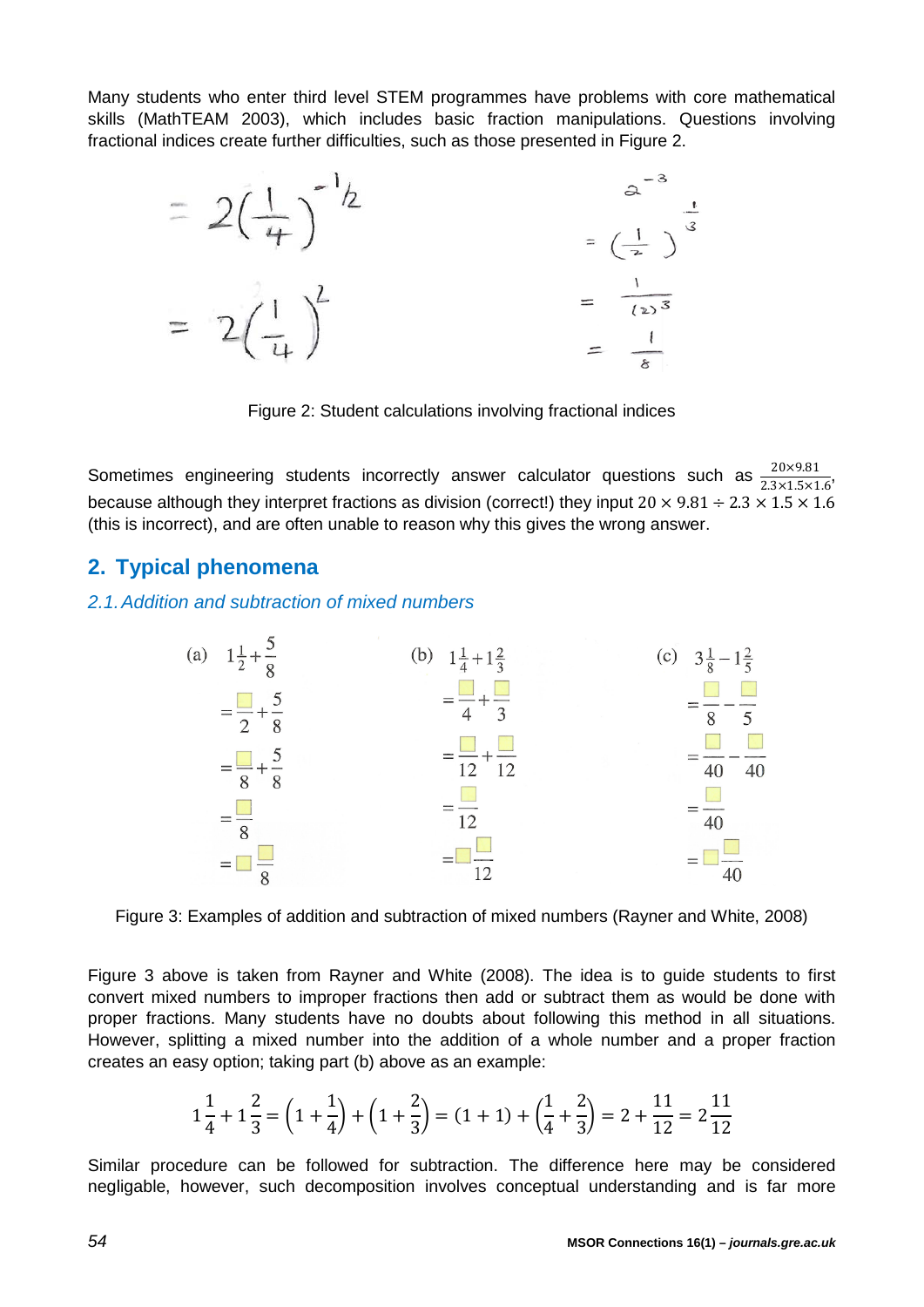Many students who enter third level STEM programmes have problems with core mathematical skills (MathTEAM 2003), which includes basic fraction manipulations. Questions involving fractional indices create further difficulties, such as those presented in Figure 2.

Figure 2: Student calculations involving fractional indices

Sometimes engineering students incorrectly answer calculator questions such as $\frac{20\times 9.81}{2.3\times 1.5\times 1.6}$, because although they interpret fractions as division (correct!) they input $20 \times 9.81 \div 2.3 \times 1.5 \times 1.6$ (this is incorrect), and are often unable to reason why this gives the wrong answer.

## 2. Typical phenomena

### *2.1. Addition and subtraction of mixed numbers*

Figure 3: Examples of addition and subtraction of mixed numbers (Rayner and White, 2008)

Figure 3 above is taken from Rayner and White (2008). The idea is to guide students to first convert mixed numbers to improper fractions then add or subtract them as would be done with proper fractions. Many students have no doubts about following this method in all situations. However, splitting a mixed number into the addition of a whole number and a proper fraction creates an easy option; taking part (b) above as an example:

$$1\frac{1}{4} + 1\frac{2}{3} = \left(1 + \frac{1}{4}\right) + \left(1 + \frac{2}{3}\right) = (1 + 1) + \left(\frac{1}{4} + \frac{2}{3}\right) = 2 + \frac{11}{12} = 2\frac{11}{12}$$

Similar procedure can be followed for subtraction. The difference here may be considered negligable, however, such decomposition involves conceptual understanding and is far more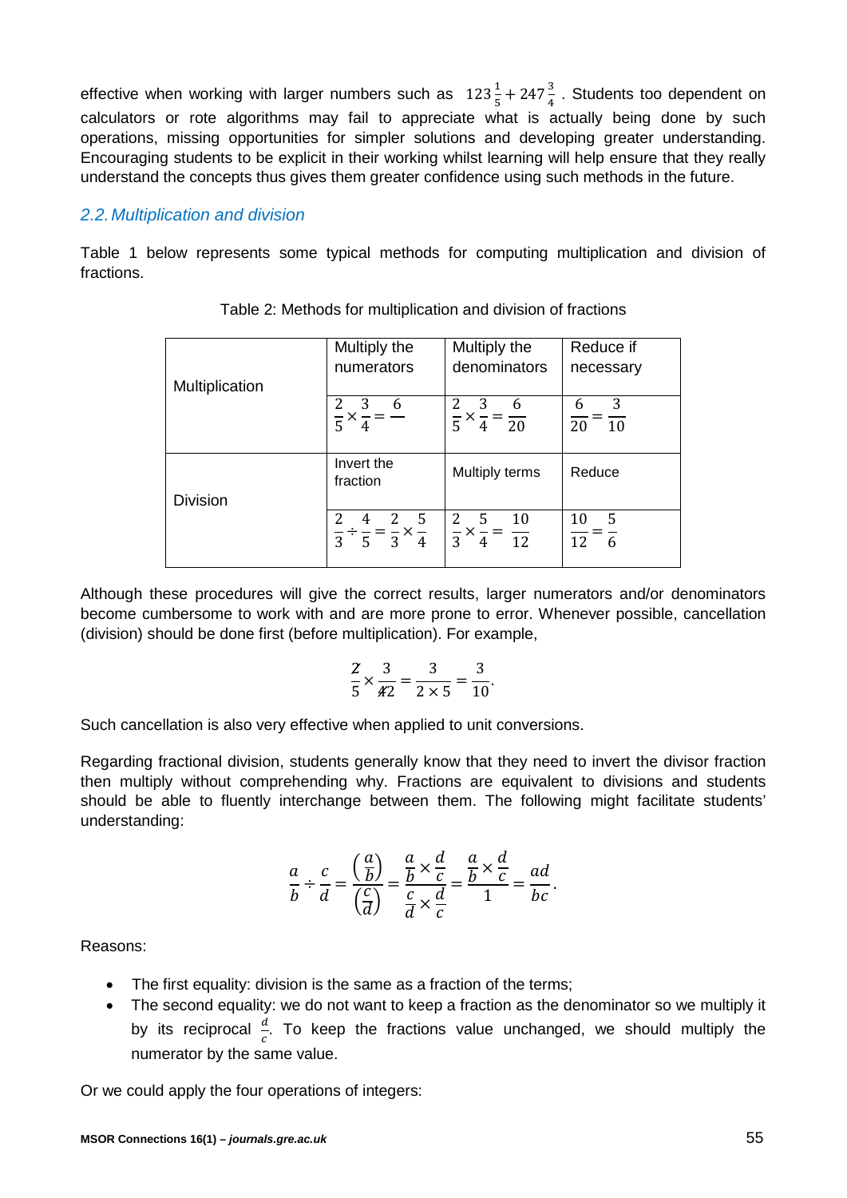effective when working with larger numbers such as $123\frac{1}{5} + 247\frac{3}{4}$ . Students too dependent on calculators or rote algorithms may fail to appreciate what is actually being done by such operations, missing opportunities for simpler solutions and developing greater understanding. Encouraging students to be explicit in their working whilst learning will help ensure that they really understand the concepts thus gives them greater confidence using such methods in the future.

### *2.2. Multiplication and division*

Table 1 below represents some typical methods for computing multiplication and division of fractions.

Table 2: Methods for multiplication and division of fractions

| Multiplication | Multiply the numerators | Multiply the denominators | Reduce if necessary |
|---|---|---|---|
| | $\frac{2}{5} \times \frac{3}{4} = \frac{6}{\phantom{20}}$ | $\frac{2}{5} \times \frac{3}{4} = \frac{6}{20}$ | $\frac{6}{20} = \frac{3}{10}$ |
| Division | Invert the fraction | Multiply terms | Reduce |
| | $\frac{2}{3} \div \frac{4}{5} = \frac{2}{3} \times \frac{5}{4}$ | $\frac{2}{3} \times \frac{5}{4} = \frac{10}{12}$ | $\frac{10}{12} = \frac{5}{6}$ |

Although these procedures will give the correct results, larger numerators and/or denominators become cumbersome to work with and are more prone to error. Whenever possible, cancellation (division) should be done first (before multiplication). For example,

$$\frac{\not{2}}{5} \times \frac{3}{\not{4}2} = \frac{3}{2 \times 5} = \frac{3}{10}.$$

Such cancellation is also very effective when applied to unit conversions.

Regarding fractional division, students generally know that they need to invert the divisor fraction then multiply without comprehending why. Fractions are equivalent to divisions and students should be able to fluently interchange between them. The following might facilitate students' understanding:

$$\frac{a}{b} \div \frac{c}{d} = \frac{\left(\frac{a}{b}\right)}{\left(\frac{c}{d}\right)} = \frac{\frac{a}{b} \times \frac{d}{c}}{\frac{c}{d} \times \frac{d}{c}} = \frac{\frac{a}{b} \times \frac{d}{c}}{1} = \frac{ad}{bc}.$$

Reasons:

- The first equality: division is the same as a fraction of the terms;
- The second equality: we do not want to keep a fraction as the denominator so we multiply it by its reciprocal $\frac{d}{c}$. To keep the fractions value unchanged, we should multiply the numerator by the same value.

Or we could apply the four operations of integers: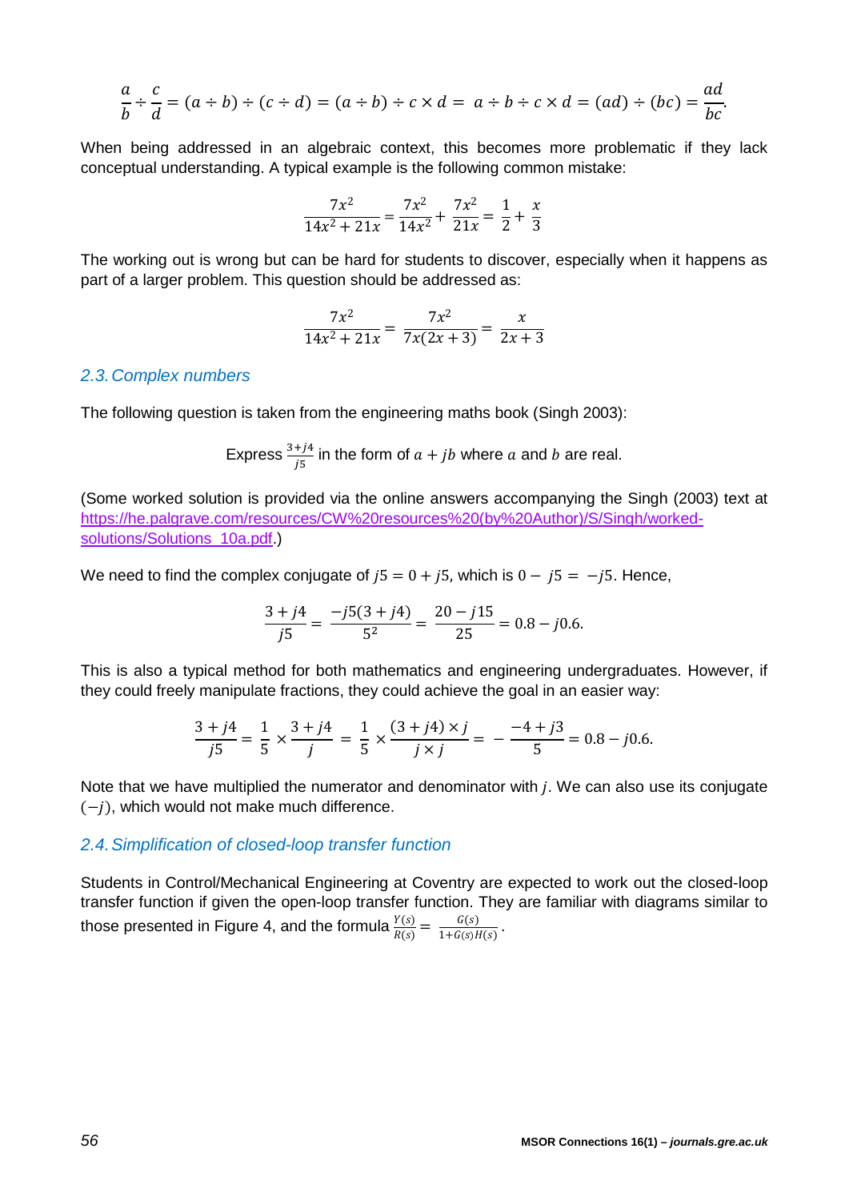$$\frac{a}{b} \div \frac{c}{d} = (a \div b) \div (c \div d) = (a \div b) \div c \times d = \; a \div b \div c \times d = (ad) \div (bc) = \frac{ad}{bc}.$$

When being addressed in an algebraic context, this becomes more problematic if they lack conceptual understanding. A typical example is the following common mistake:

$$\frac{7x^2}{14x^2 + 21x} = \frac{7x^2}{14x^2} + \frac{7x^2}{21x} = \frac{1}{2} + \frac{x}{3}$$

The working out is wrong but can be hard for students to discover, especially when it happens as part of a larger problem. This question should be addressed as:

$$\frac{7x^2}{14x^2 + 21x} = \frac{7x^2}{7x(2x+3)} = \frac{x}{2x+3}$$

### 2.3. Complex numbers

The following question is taken from the engineering maths book (Singh 2003):

Express $\frac{3+j4}{j5}$ in the form of $a + jb$ where $a$ and $b$ are real.

(Some worked solution is provided via the online answers accompanying the Singh (2003) text at https://he.palgrave.com/resources/CW%20resources%20(by%20Author)/S/Singh/worked-solutions/Solutions_10a.pdf.)

We need to find the complex conjugate of $j5 = 0 + j5$, which is $0 - j5 = -j5$. Hence,

$$\frac{3+j4}{j5} = \frac{-j5(3+j4)}{5^2} = \frac{20 - j15}{25} = 0.8 - j0.6.$$

This is also a typical method for both mathematics and engineering undergraduates. However, if they could freely manipulate fractions, they could achieve the goal in an easier way:

$$\frac{3+j4}{j5} = \frac{1}{5} \times \frac{3+j4}{j} = \frac{1}{5} \times \frac{(3+j4) \times j}{j \times j} = -\frac{-4+j3}{5} = 0.8 - j0.6.$$

Note that we have multiplied the numerator and denominator with $j$. We can also use its conjugate $(-j)$, which would not make much difference.

### 2.4. Simplification of closed-loop transfer function

Students in Control/Mechanical Engineering at Coventry are expected to work out the closed-loop transfer function if given the open-loop transfer function. They are familiar with diagrams similar to those presented in Figure 4, and the formula $\frac{Y(s)}{R(s)} = \frac{G(s)}{1+G(s)H(s)}$.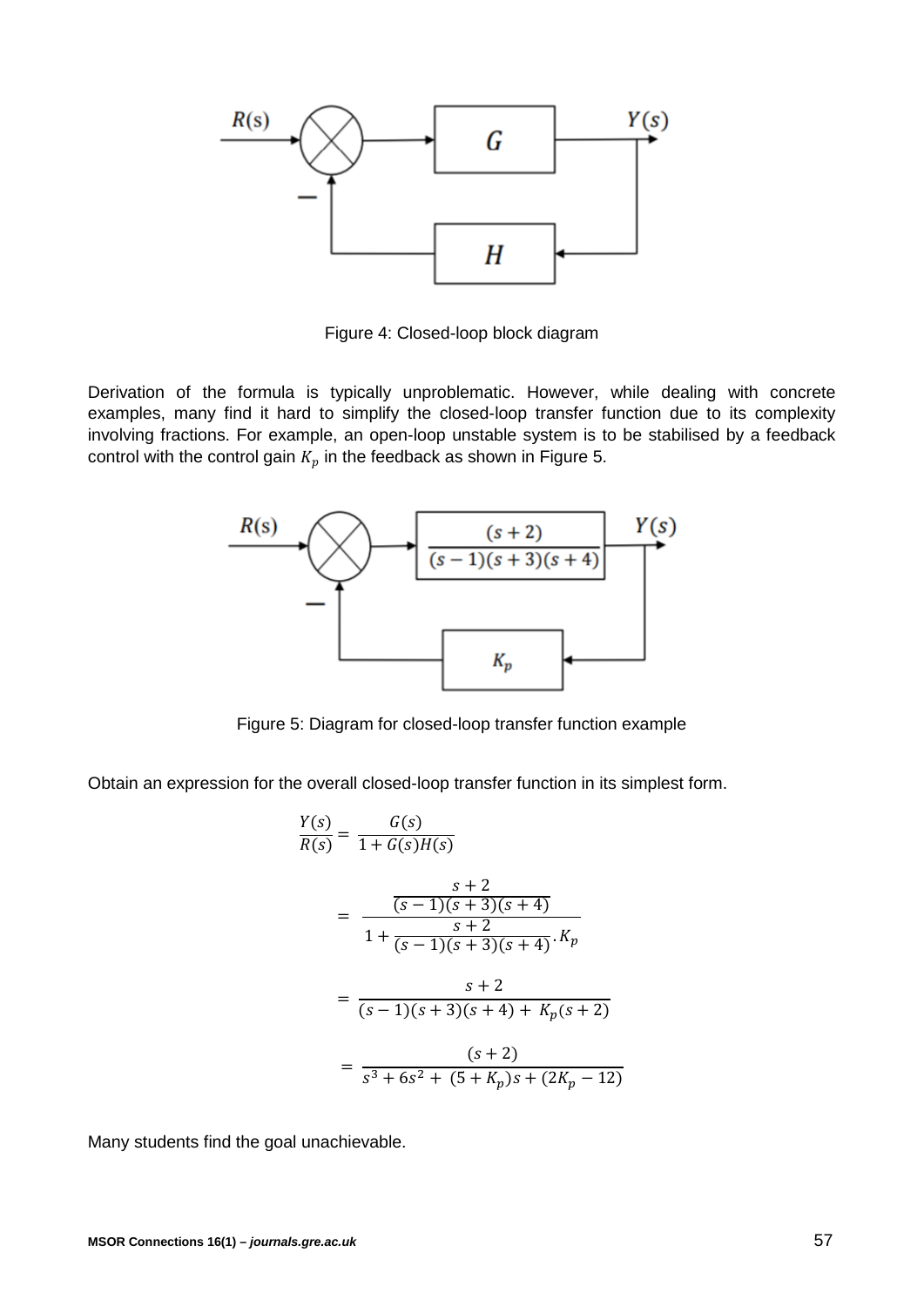Figure 4: Closed-loop block diagram

Derivation of the formula is typically unproblematic. However, while dealing with concrete examples, many find it hard to simplify the closed-loop transfer function due to its complexity involving fractions. For example, an open-loop unstable system is to be stabilised by a feedback control with the control gain $K_p$ in the feedback as shown in Figure 5.

Figure 5: Diagram for closed-loop transfer function example

Obtain an expression for the overall closed-loop transfer function in its simplest form.

$$\frac{Y(s)}{R(s)} = \frac{G(s)}{1 + G(s)H(s)}$$

$$= \frac{\frac{s+2}{(s-1)(s+3)(s+4)}}{1 + \frac{s+2}{(s-1)(s+3)(s+4)} . K_p}$$

$$= \frac{s+2}{(s-1)(s+3)(s+4) + K_p(s+2)}$$

$$= \frac{(s+2)}{s^3 + 6s^2 + (5 + K_p)s + (2K_p - 12)}$$

Many students find the goal unachievable.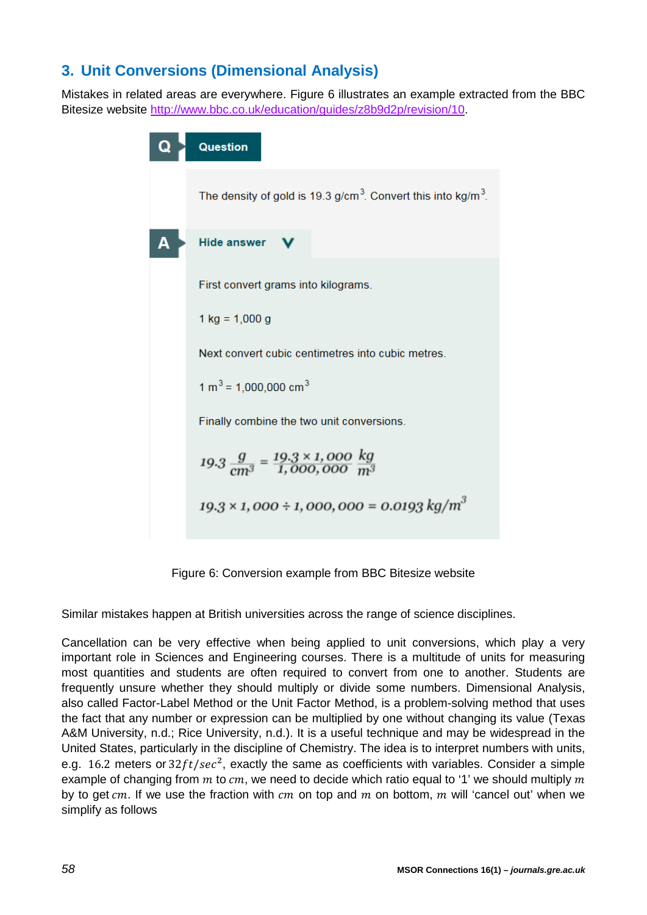## 3. Unit Conversions (Dimensional Analysis)

Mistakes in related areas are everywhere. Figure 6 illustrates an example extracted from the BBC Bitesize website http://www.bbc.co.uk/education/guides/z8b9d2p/revision/10.

**Q Question**

The density of gold is 19.3 g/cm$^3$. Convert this into kg/m$^3$.

**A Hide answer**

First convert grams into kilograms.

1 kg = 1,000 g

Next convert cubic centimetres into cubic metres.

1 m$^3$ = 1,000,000 cm$^3$

Finally combine the two unit conversions.

$$19.3\ \frac{g}{cm^3} = \frac{19.3 \times 1,000}{1,000,000}\ \frac{kg}{m^3}$$

$$19.3 \times 1,000 \div 1,000,000 = 0.0193\ kg/m^3$$

Figure 6: Conversion example from BBC Bitesize website

Similar mistakes happen at British universities across the range of science disciplines.

Cancellation can be very effective when being applied to unit conversions, which play a very important role in Sciences and Engineering courses. There is a multitude of units for measuring most quantities and students are often required to convert from one to another. Students are frequently unsure whether they should multiply or divide some numbers. Dimensional Analysis, also called Factor-Label Method or the Unit Factor Method, is a problem-solving method that uses the fact that any number or expression can be multiplied by one without changing its value (Texas A&M University, n.d.; Rice University, n.d.). It is a useful technique and may be widespread in the United States, particularly in the discipline of Chemistry. The idea is to interpret numbers with units, e.g. 16.2 meters or $32ft/sec^2$, exactly the same as coefficients with variables. Consider a simple example of changing from $m$ to $cm$, we need to decide which ratio equal to '1' we should multiply $m$ by to get $cm$. If we use the fraction with $cm$ on top and $m$ on bottom, $m$ will 'cancel out' when we simplify as follows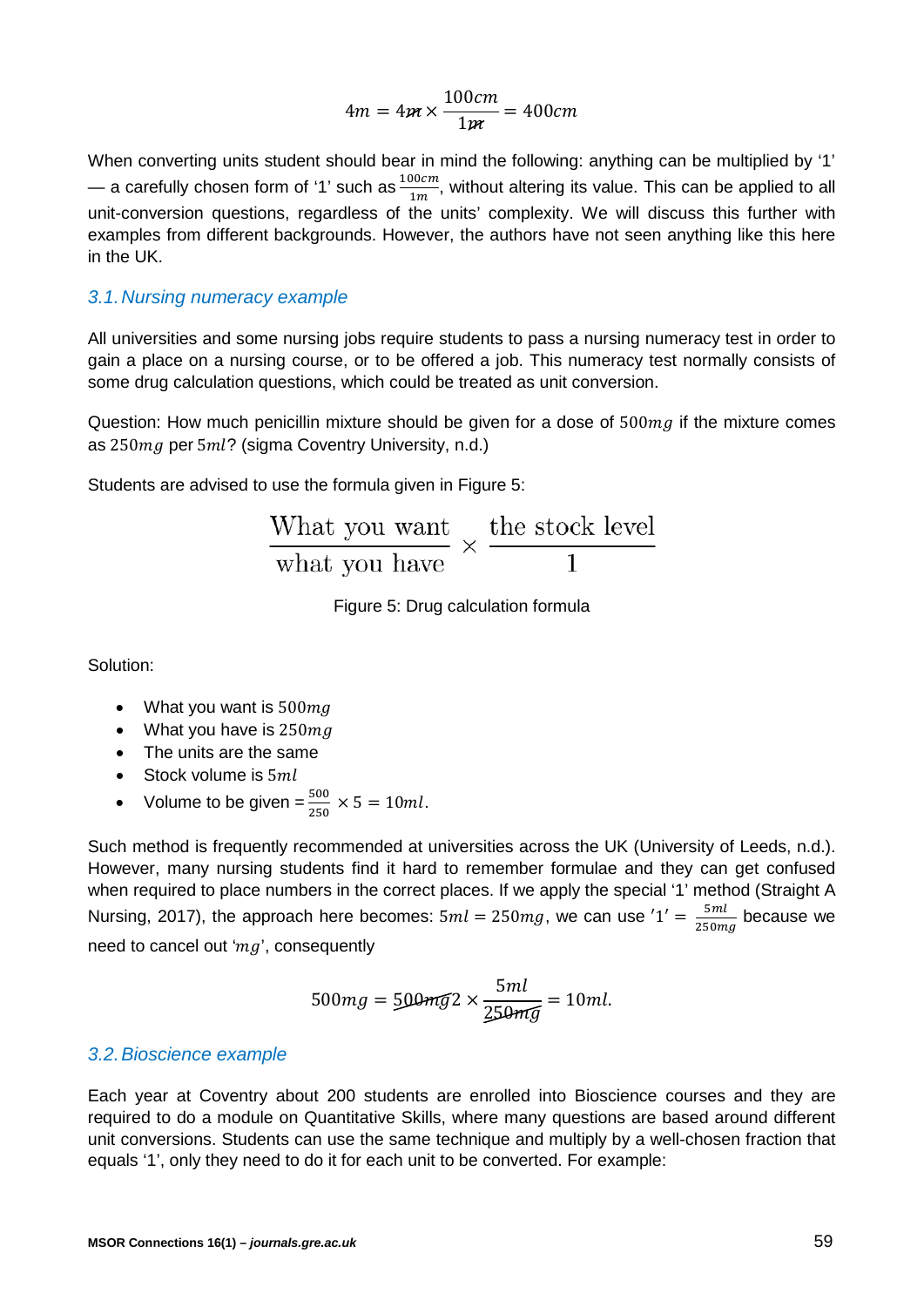$$4m = 4\cancel{m} \times \frac{100cm}{1\cancel{m}} = 400cm$$

When converting units student should bear in mind the following: anything can be multiplied by '1' — a carefully chosen form of '1' such as $\frac{100cm}{1m}$, without altering its value. This can be applied to all unit-conversion questions, regardless of the units' complexity. We will discuss this further with examples from different backgrounds. However, the authors have not seen anything like this here in the UK.

### *3.1. Nursing numeracy example*

All universities and some nursing jobs require students to pass a nursing numeracy test in order to gain a place on a nursing course, or to be offered a job. This numeracy test normally consists of some drug calculation questions, which could be treated as unit conversion.

Question: How much penicillin mixture should be given for a dose of $500mg$ if the mixture comes as $250mg$ per $5ml$? (sigma Coventry University, n.d.)

Students are advised to use the formula given in Figure 5:

$$\frac{\text{What you want}}{\text{what you have}} \times \frac{\text{the stock level}}{1}$$

Figure 5: Drug calculation formula

Solution:

- What you want is $500mg$
- What you have is $250mg$
- The units are the same
- Stock volume is $5ml$
- Volume to be given $= \frac{500}{250} \times 5 = 10ml$.

Such method is frequently recommended at universities across the UK (University of Leeds, n.d.). However, many nursing students find it hard to remember formulae and they can get confused when required to place numbers in the correct places. If we apply the special '1' method (Straight A Nursing, 2017), the approach here becomes: $5ml = 250mg$, we can use $'1' = \frac{5ml}{250mg}$ because we need to cancel out '$mg$', consequently

$$500mg = \cancel{500mg}2 \times \frac{5ml}{\cancel{250mg}} = 10ml.$$

### *3.2. Bioscience example*

Each year at Coventry about 200 students are enrolled into Bioscience courses and they are required to do a module on Quantitative Skills, where many questions are based around different unit conversions. Students can use the same technique and multiply by a well-chosen fraction that equals '1', only they need to do it for each unit to be converted. For example: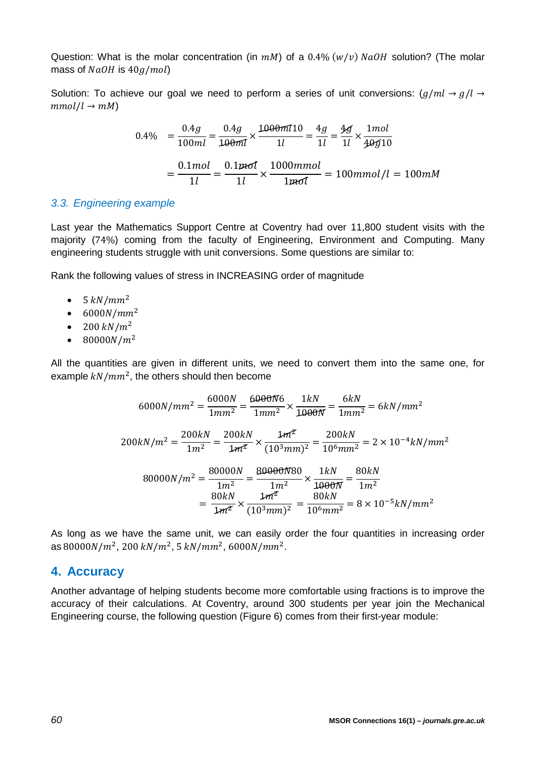Question: What is the molar concentration (in $mM$) of a $0.4\%$ $(w/v)$ $NaOH$ solution? (The molar mass of $NaOH$ is $40g/mol$)

Solution: To achieve our goal we need to perform a series of unit conversions: ($g/ml \rightarrow g/l \rightarrow mmol/l \rightarrow mM$)

$$
\begin{aligned}
0.4\% &= \frac{0.4g}{100ml} = \frac{0.4g}{\cancel{100ml}} \times \frac{\cancel{1000ml}10}{1l} = \frac{4g}{1l} = \frac{\cancel{4g}}{1l} \times \frac{1mol}{\cancel{40g}10} \\
&= \frac{0.1mol}{1l} = \frac{0.1\cancel{mol}}{1l} \times \frac{1000mmol}{1\cancel{mol}} = 100mmol/l = 100mM
\end{aligned}
$$

### *3.3. Engineering example*

Last year the Mathematics Support Centre at Coventry had over 11,800 student visits with the majority (74%) coming from the faculty of Engineering, Environment and Computing. Many engineering students struggle with unit conversions. Some questions are similar to:

Rank the following values of stress in INCREASING order of magnitude

- $5\ kN/mm^2$
- $6000N/mm^2$
- $200\ kN/m^2$
- $80000N/m^2$

All the quantities are given in different units, we need to convert them into the same one, for example $kN/mm^2$, the others should then become

$$6000N/mm^2 = \frac{6000N}{1mm^2} = \frac{\cancel{6000N}6}{1mm^2} \times \frac{1kN}{\cancel{1000N}} = \frac{6kN}{1mm^2} = 6kN/mm^2$$

$$200kN/m^2 = \frac{200kN}{1m^2} = \frac{200kN}{\cancel{1m^2}} \times \frac{\cancel{1m^2}}{(10^3mm)^2} = \frac{200kN}{10^6mm^2} = 2 \times 10^{-4}kN/mm^2$$

$$
\begin{aligned}
80000N/m^2 &= \frac{80000N}{1m^2} = \frac{\cancel{80000N}80}{1m^2} \times \frac{1kN}{\cancel{1000N}} = \frac{80kN}{1m^2} \\
&= \frac{80kN}{\cancel{1m^2}} \times \frac{\cancel{1m^2}}{(10^3mm)^2} = \frac{80kN}{10^6mm^2} = 8 \times 10^{-5}kN/mm^2
\end{aligned}
$$

As long as we have the same unit, we can easily order the four quantities in increasing order as $80000N/m^2$, $200\ kN/m^2$, $5\ kN/mm^2$, $6000N/mm^2$.

## 4. Accuracy

Another advantage of helping students become more comfortable using fractions is to improve the accuracy of their calculations. At Coventry, around 300 students per year join the Mechanical Engineering course, the following question (Figure 6) comes from their first-year module: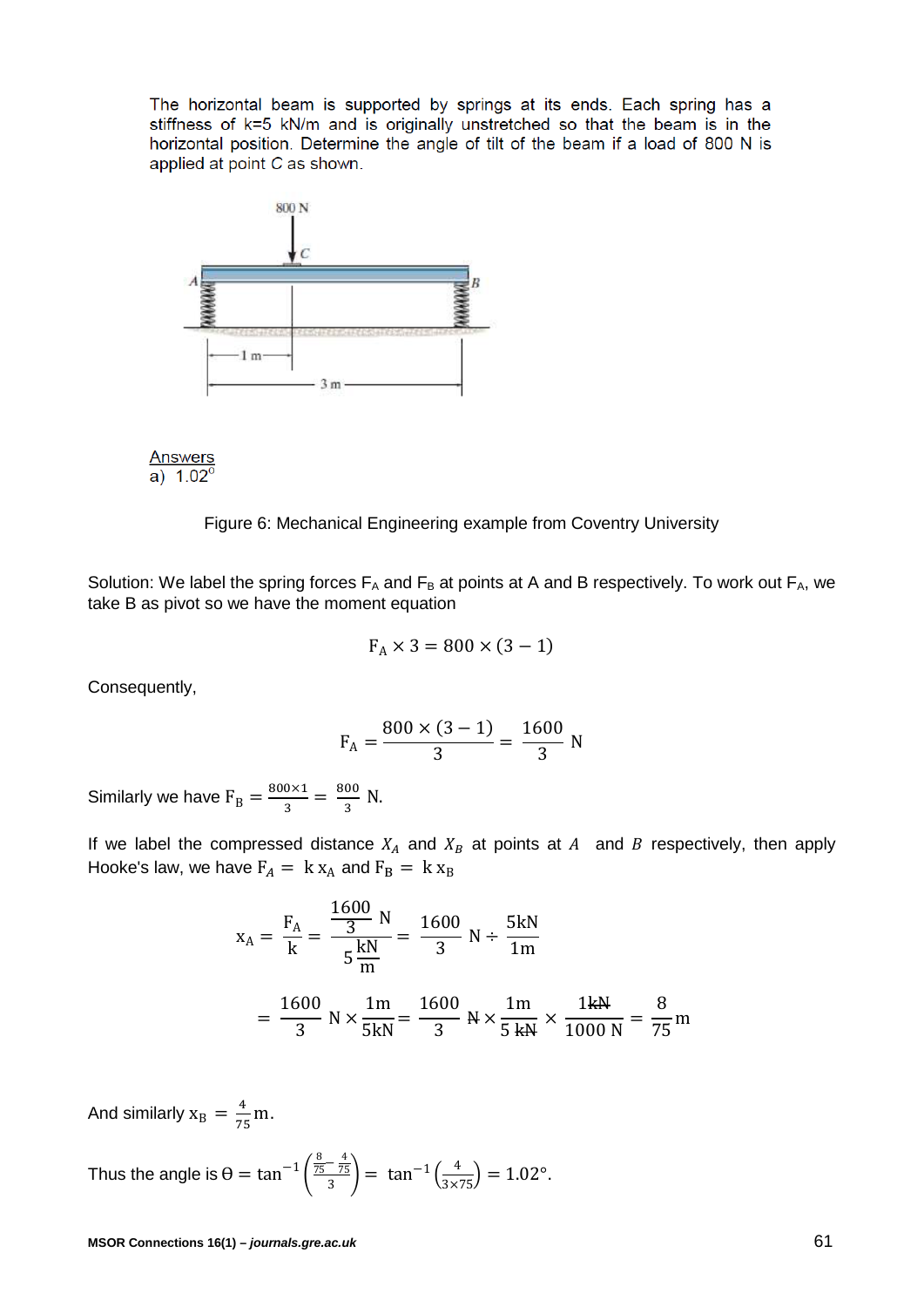The horizontal beam is supported by springs at its ends. Each spring has a stiffness of k=5 kN/m and is originally unstretched so that the beam is in the horizontal position. Determine the angle of tilt of the beam if a load of 800 N is applied at point C as shown.

Answers
a) $1.02^{\circ}$

Figure 6: Mechanical Engineering example from Coventry University

Solution: We label the spring forces $F_A$ and $F_B$ at points at A and B respectively. To work out $F_A$, we take B as pivot so we have the moment equation

$$F_A \times 3 = 800 \times (3 - 1)$$

Consequently,

$$F_A = \frac{800 \times (3-1)}{3} = \frac{1600}{3} \text{ N}$$

Similarly we have $F_B = \frac{800 \times 1}{3} = \frac{800}{3}$ N.

If we label the compressed distance $X_A$ and $X_B$ at points at $A$ and $B$ respectively, then apply Hooke's law, we have $F_A = k\, x_A$ and $F_B = k\, x_B$

$$x_A = \frac{F_A}{k} = \frac{\frac{1600}{3}\text{ N}}{5\frac{\text{kN}}{\text{m}}} = \frac{1600}{3}\text{ N} \div \frac{5\text{kN}}{1\text{m}}$$

$$= \frac{1600}{3}\text{ N} \times \frac{1\text{m}}{5\text{kN}} = \frac{1600}{3}\,\cancel{\text{N}} \times \frac{1\text{m}}{5\,\cancel{\text{kN}}} \times \frac{1\cancel{\text{kN}}}{1000\text{ N}} = \frac{8}{75}\text{m}$$

And similarly $x_B = \frac{4}{75}$m.

Thus the angle is $\theta = \tan^{-1}\left(\frac{\frac{8}{75} - \frac{4}{75}}{3}\right) = \tan^{-1}\left(\frac{4}{3 \times 75}\right) = 1.02^{\circ}$.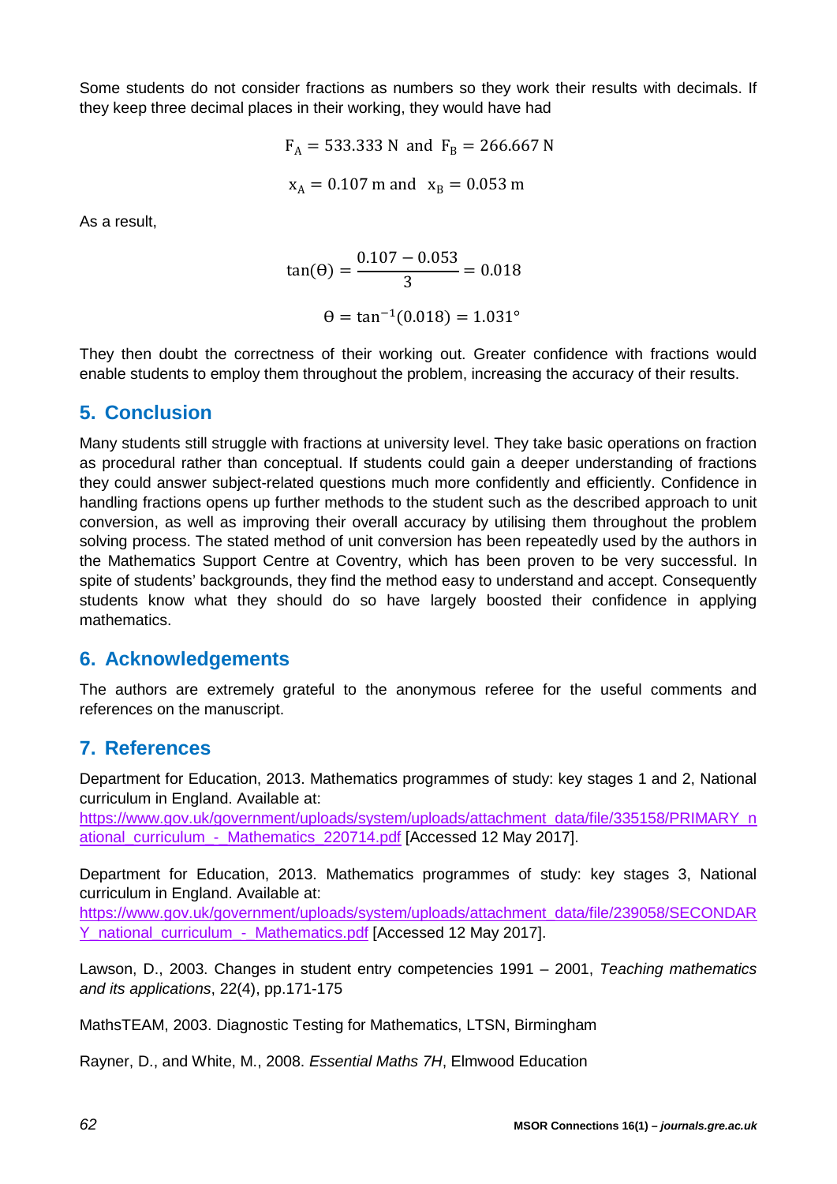Some students do not consider fractions as numbers so they work their results with decimals. If they keep three decimal places in their working, they would have had

$$F_A = 533.333 \text{ N} \text{ and } F_B = 266.667 \text{ N}$$

$$x_A = 0.107 \text{ m and } x_B = 0.053 \text{ m}$$

As a result,

$$\tan(\theta) = \frac{0.107 - 0.053}{3} = 0.018$$

$$\theta = \tan^{-1}(0.018) = 1.031°$$

They then doubt the correctness of their working out. Greater confidence with fractions would enable students to employ them throughout the problem, increasing the accuracy of their results.

## 5. Conclusion

Many students still struggle with fractions at university level. They take basic operations on fraction as procedural rather than conceptual. If students could gain a deeper understanding of fractions they could answer subject-related questions much more confidently and efficiently. Confidence in handling fractions opens up further methods to the student such as the described approach to unit conversion, as well as improving their overall accuracy by utilising them throughout the problem solving process. The stated method of unit conversion has been repeatedly used by the authors in the Mathematics Support Centre at Coventry, which has been proven to be very successful. In spite of students' backgrounds, they find the method easy to understand and accept. Consequently students know what they should do so have largely boosted their confidence in applying mathematics.

## 6. Acknowledgements

The authors are extremely grateful to the anonymous referee for the useful comments and references on the manuscript.

## 7. References

Department for Education, 2013. Mathematics programmes of study: key stages 1 and 2, National curriculum in England. Available at: https://www.gov.uk/government/uploads/system/uploads/attachment_data/file/335158/PRIMARY_national_curriculum_-_Mathematics_220714.pdf [Accessed 12 May 2017].

Department for Education, 2013. Mathematics programmes of study: key stages 3, National curriculum in England. Available at: https://www.gov.uk/government/uploads/system/uploads/attachment_data/file/239058/SECONDARY_national_curriculum_-_Mathematics.pdf [Accessed 12 May 2017].

Lawson, D., 2003. Changes in student entry competencies 1991 – 2001, *Teaching mathematics and its applications*, 22(4), pp.171-175

MathsTEAM, 2003. Diagnostic Testing for Mathematics, LTSN, Birmingham

Rayner, D., and White, M., 2008. *Essential Maths 7H*, Elmwood Education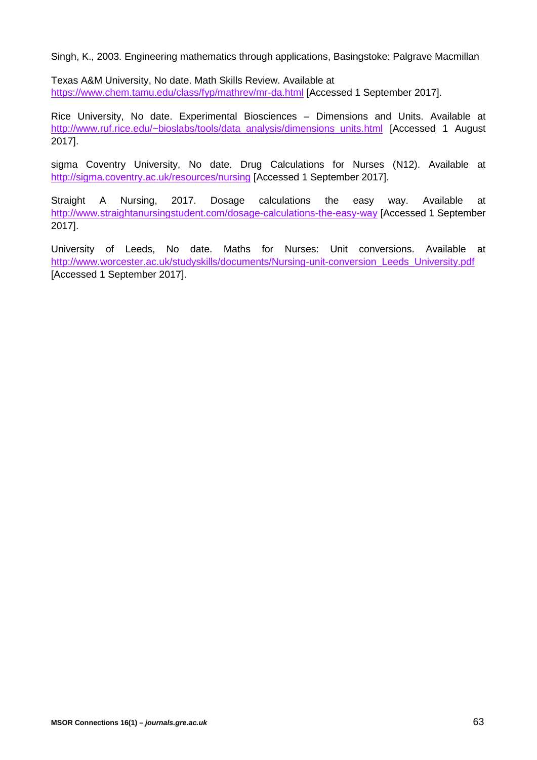Singh, K., 2003. Engineering mathematics through applications, Basingstoke: Palgrave Macmillan

Texas A&M University, No date. Math Skills Review. Available at https://www.chem.tamu.edu/class/fyp/mathrev/mr-da.html [Accessed 1 September 2017].

Rice University, No date. Experimental Biosciences – Dimensions and Units. Available at http://www.ruf.rice.edu/~bioslabs/tools/data_analysis/dimensions_units.html [Accessed 1 August 2017].

sigma Coventry University, No date. Drug Calculations for Nurses (N12). Available at http://sigma.coventry.ac.uk/resources/nursing [Accessed 1 September 2017].

Straight A Nursing, 2017. Dosage calculations the easy way. Available at http://www.straightanursingstudent.com/dosage-calculations-the-easy-way [Accessed 1 September 2017].

University of Leeds, No date. Maths for Nurses: Unit conversions. Available at http://www.worcester.ac.uk/studyskills/documents/Nursing-unit-conversion_Leeds_University.pdf [Accessed 1 September 2017].